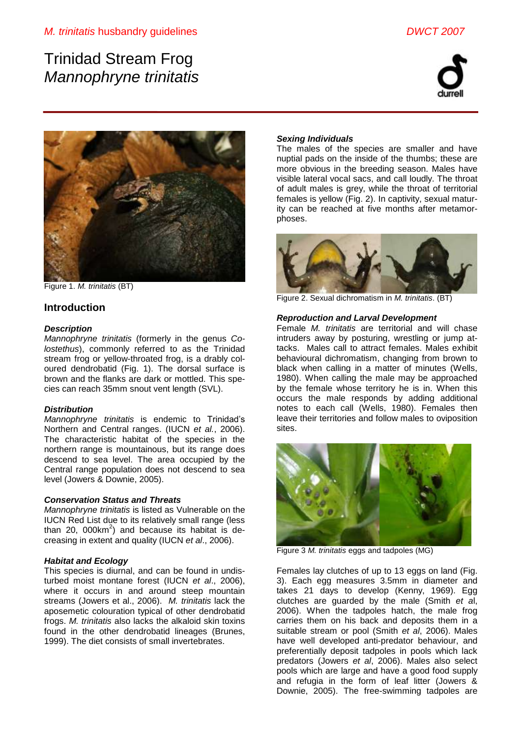# Trinidad Stream Frog
## *Mannophryne trinitatis*

Figure 1. *M. trinitatis* (BT)

## Introduction

### *Description*

*Mannophryne trinitatis* (formerly in the genus *Colostethus*), commonly referred to as the Trinidad stream frog or yellow-throated frog, is a drably coloured dendrobatid (Fig. 1). The dorsal surface is brown and the flanks are dark or mottled. This species can reach 35mm snout vent length (SVL).

### *Distribution*

*Mannophryne trinitatis* is endemic to Trinidad's Northern and Central ranges. (IUCN *et al.*, 2006). The characteristic habitat of the species in the northern range is mountainous, but its range does descend to sea level. The area occupied by the Central range population does not descend to sea level (Jowers & Downie, 2005).

### *Conservation Status and Threats*

*Mannophryne trinitatis* is listed as Vulnerable on the IUCN Red List due to its relatively small range (less than 20, 000km$^2$) and because its habitat is decreasing in extent and quality (IUCN *et al*., 2006).

### *Habitat and Ecology*

This species is diurnal, and can be found in undisturbed moist montane forest (IUCN *et al*., 2006), where it occurs in and around steep mountain streams (Jowers et al., 2006). *M. trinitatis* lack the aposematic colouration typical of other dendrobatid frogs. *M. trinitatis* also lacks the alkaloid skin toxins found in the other dendrobatid lineages (Brunes, 1999). The diet consists of small invertebrates.

### *Sexing Individuals*

The males of the species are smaller and have nuptial pads on the inside of the thumbs; these are more obvious in the breeding season. Males have visible lateral vocal sacs, and call loudly. The throat of adult males is grey, while the throat of territorial females is yellow (Fig. 2). In captivity, sexual maturity can be reached at five months after metamorphoses.

Figure 2. Sexual dichromatism in *M. trinitatis*. (BT)

### *Reproduction and Larval Development*

Female *M. trinitatis* are territorial and will chase intruders away by posturing, wrestling or jump attacks. Males call to attract females. Males exhibit behavioural dichromatism, changing from brown to black when calling in a matter of minutes (Wells, 1980). When calling the male may be approached by the female whose territory he is in. When this occurs the male responds by adding additional notes to each call (Wells, 1980). Females then leave their territories and follow males to oviposition sites.

Figure 3 *M. trinitatis* eggs and tadpoles (MG)

Females lay clutches of up to 13 eggs on land (Fig. 3). Each egg measures 3.5mm in diameter and takes 21 days to develop (Kenny, 1969). Egg clutches are guarded by the male (Smith *et al*, 2006). When the tadpoles hatch, the male frog carries them on his back and deposits them in a suitable stream or pool (Smith *et al*, 2006). Males have well developed anti-predator behaviour, and preferentially deposit tadpoles in pools which lack predators (Jowers *et al*, 2006). Males also select pools which are large and have a good food supply and refugia in the form of leaf litter (Jowers & Downie, 2005). The free-swimming tadpoles are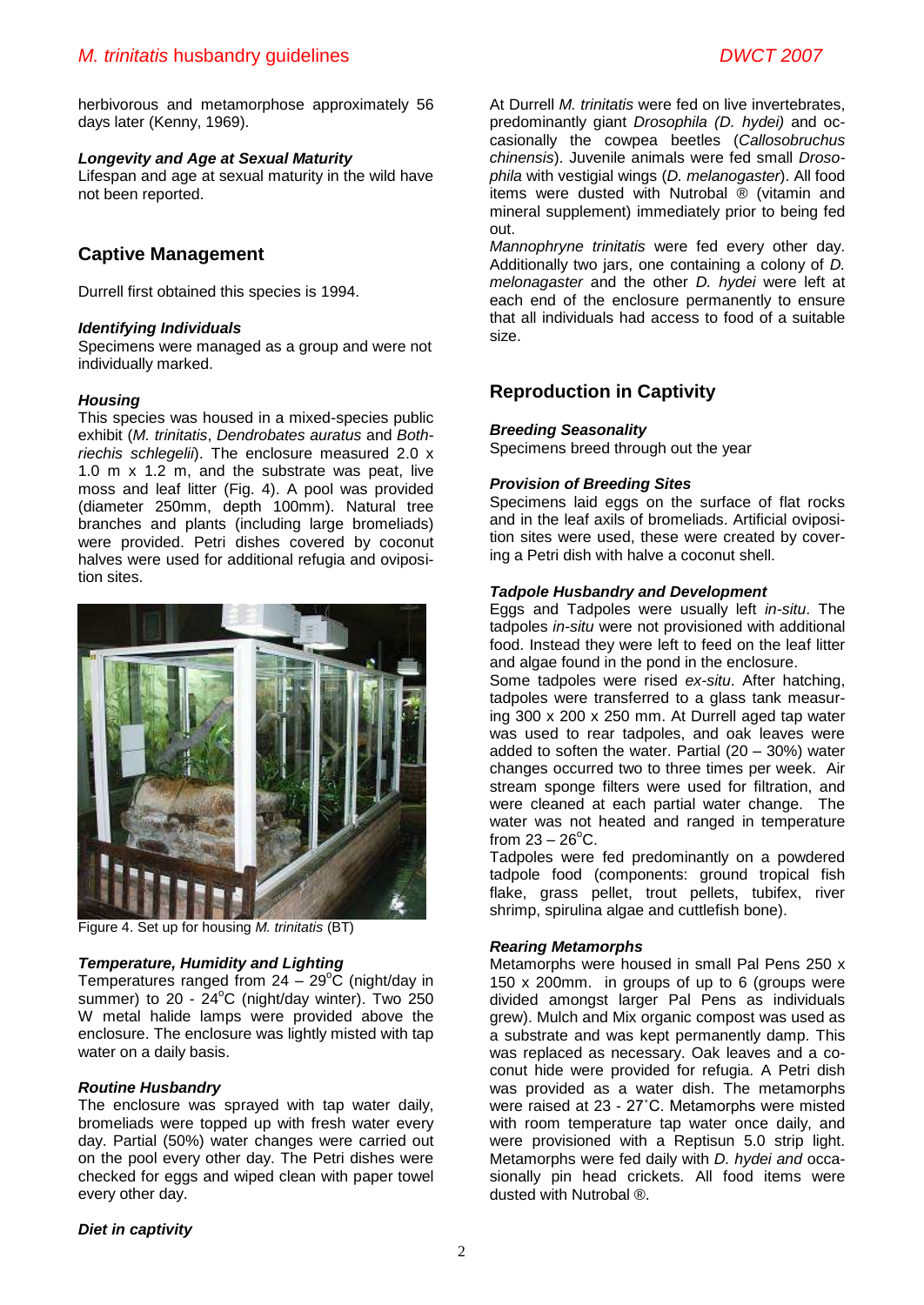herbivorous and metamorphose approximately 56 days later (Kenny, 1969).

### *Longevity and Age at Sexual Maturity*

Lifespan and age at sexual maturity in the wild have not been reported.

## Captive Management

Durrell first obtained this species is 1994.

### *Identifying Individuals*

Specimens were managed as a group and were not individually marked.

### *Housing*

This species was housed in a mixed-species public exhibit (*M. trinitatis*, *Dendrobates auratus* and *Bothriechis schlegelii*). The enclosure measured 2.0 x 1.0 m x 1.2 m, and the substrate was peat, live moss and leaf litter (Fig. 4). A pool was provided (diameter 250mm, depth 100mm). Natural tree branches and plants (including large bromeliads) were provided. Petri dishes covered by coconut halves were used for additional refugia and oviposition sites.

Figure 4. Set up for housing *M. trinitatis* (BT)

### *Temperature, Humidity and Lighting*

Temperatures ranged from 24 – 29°C (night/day in summer) to 20 - 24°C (night/day winter). Two 250 W metal halide lamps were provided above the enclosure. The enclosure was lightly misted with tap water on a daily basis.

### *Routine Husbandry*

The enclosure was sprayed with tap water daily, bromeliads were topped up with fresh water every day. Partial (50%) water changes were carried out on the pool every other day. The Petri dishes were checked for eggs and wiped clean with paper towel every other day.

### *Diet in captivity*

At Durrell *M. trinitatis* were fed on live invertebrates, predominantly giant *Drosophila (D. hydei)* and occasionally the cowpea beetles (*Callosobruchus chinensis*). Juvenile animals were fed small *Drosophila* with vestigial wings (*D. melanogaster*). All food items were dusted with Nutrobal ® (vitamin and mineral supplement) immediately prior to being fed out.

*Mannophryne trinitatis* were fed every other day. Additionally two jars, one containing a colony of *D. melonagaster* and the other *D. hydei* were left at each end of the enclosure permanently to ensure that all individuals had access to food of a suitable size.

## Reproduction in Captivity

### *Breeding Seasonality*

Specimens breed through out the year

### *Provision of Breeding Sites*

Specimens laid eggs on the surface of flat rocks and in the leaf axils of bromeliads. Artificial oviposition sites were used, these were created by covering a Petri dish with halve a coconut shell.

### *Tadpole Husbandry and Development*

Eggs and Tadpoles were usually left *in-situ*. The tadpoles *in-situ* were not provisioned with additional food. Instead they were left to feed on the leaf litter and algae found in the pond in the enclosure.

Some tadpoles were rised *ex-situ*. After hatching, tadpoles were transferred to a glass tank measuring 300 x 200 x 250 mm. At Durrell aged tap water was used to rear tadpoles, and oak leaves were added to soften the water. Partial (20 – 30%) water changes occurred two to three times per week. Air stream sponge filters were used for filtration, and were cleaned at each partial water change. The water was not heated and ranged in temperature from 23 – 26°C.

Tadpoles were fed predominantly on a powdered tadpole food (components: ground tropical fish flake, grass pellet, trout pellets, tubifex, river shrimp, spirulina algae and cuttlefish bone).

### *Rearing Metamorphs*

Metamorphs were housed in small Pal Pens 250 x 150 x 200mm. in groups of up to 6 (groups were divided amongst larger Pal Pens as individuals grew). Mulch and Mix organic compost was used as a substrate and was kept permanently damp. This was replaced as necessary. Oak leaves and a coconut hide were provided for refugia. A Petri dish was provided as a water dish. The metamorphs were raised at 23 - 27˚C. Metamorphs were misted with room temperature tap water once daily, and were provisioned with a Reptisun 5.0 strip light. Metamorphs were fed daily with *D. hydei and* occasionally pin head crickets*.* All food items were dusted with Nutrobal ®.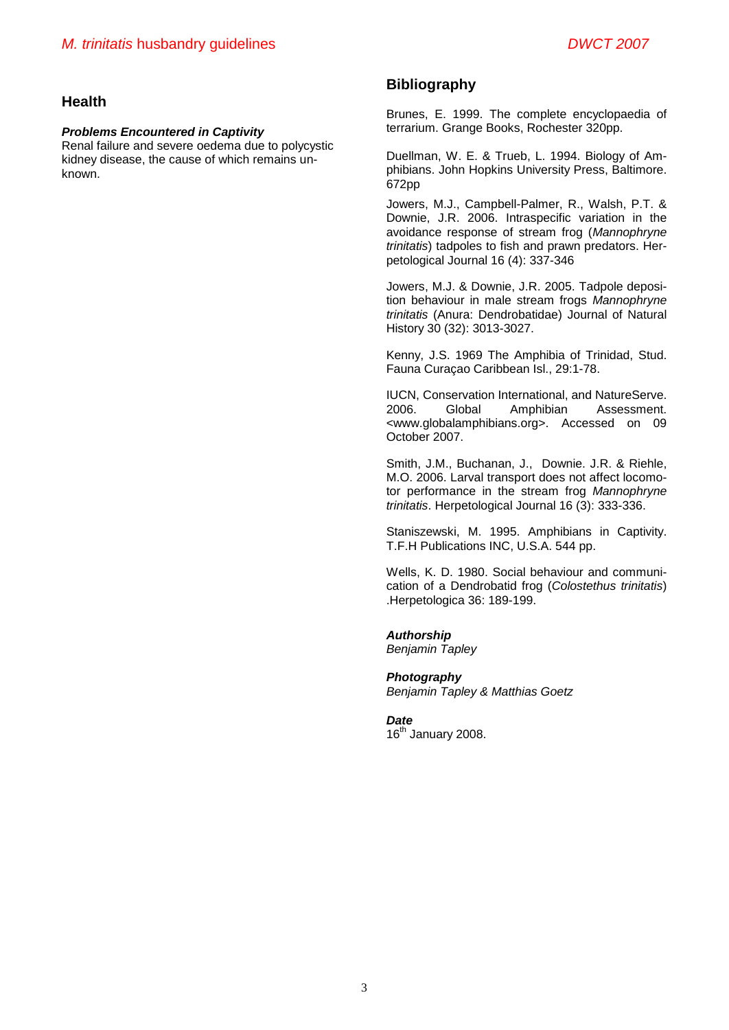## Health

***Problems Encountered in Captivity***

Renal failure and severe oedema due to polycystic kidney disease, the cause of which remains unknown.

## Bibliography

Brunes, E. 1999. The complete encyclopaedia of terrarium. Grange Books, Rochester 320pp.

Duellman, W. E. & Trueb, L. 1994. Biology of Amphibians. John Hopkins University Press, Baltimore. 672pp

Jowers, M.J., Campbell-Palmer, R., Walsh, P.T. & Downie, J.R. 2006. Intraspecific variation in the avoidance response of stream frog (*Mannophryne trinitatis*) tadpoles to fish and prawn predators. Herpetological Journal 16 (4): 337-346

Jowers, M.J. & Downie, J.R. 2005. Tadpole deposition behaviour in male stream frogs *Mannophryne trinitatis* (Anura: Dendrobatidae) Journal of Natural History 30 (32): 3013-3027.

Kenny, J.S. 1969 The Amphibia of Trinidad, Stud. Fauna Curaçao Caribbean Isl., 29:1-78.

IUCN, Conservation International, and NatureServe. 2006. Global Amphibian Assessment. <www.globalamphibians.org>. Accessed on 09 October 2007.

Smith, J.M., Buchanan, J., Downie. J.R. & Riehle, M.O. 2006. Larval transport does not affect locomotor performance in the stream frog *Mannophryne trinitatis*. Herpetological Journal 16 (3): 333-336.

Staniszewski, M. 1995. Amphibians in Captivity. T.F.H Publications INC, U.S.A. 544 pp.

Wells, K. D. 1980. Social behaviour and communication of a Dendrobatid frog (*Colostethus trinitatis*) .Herpetologica 36: 189-199.

***Authorship***

*Benjamin Tapley*

***Photography***

*Benjamin Tapley & Matthias Goetz*

***Date***

16th January 2008.